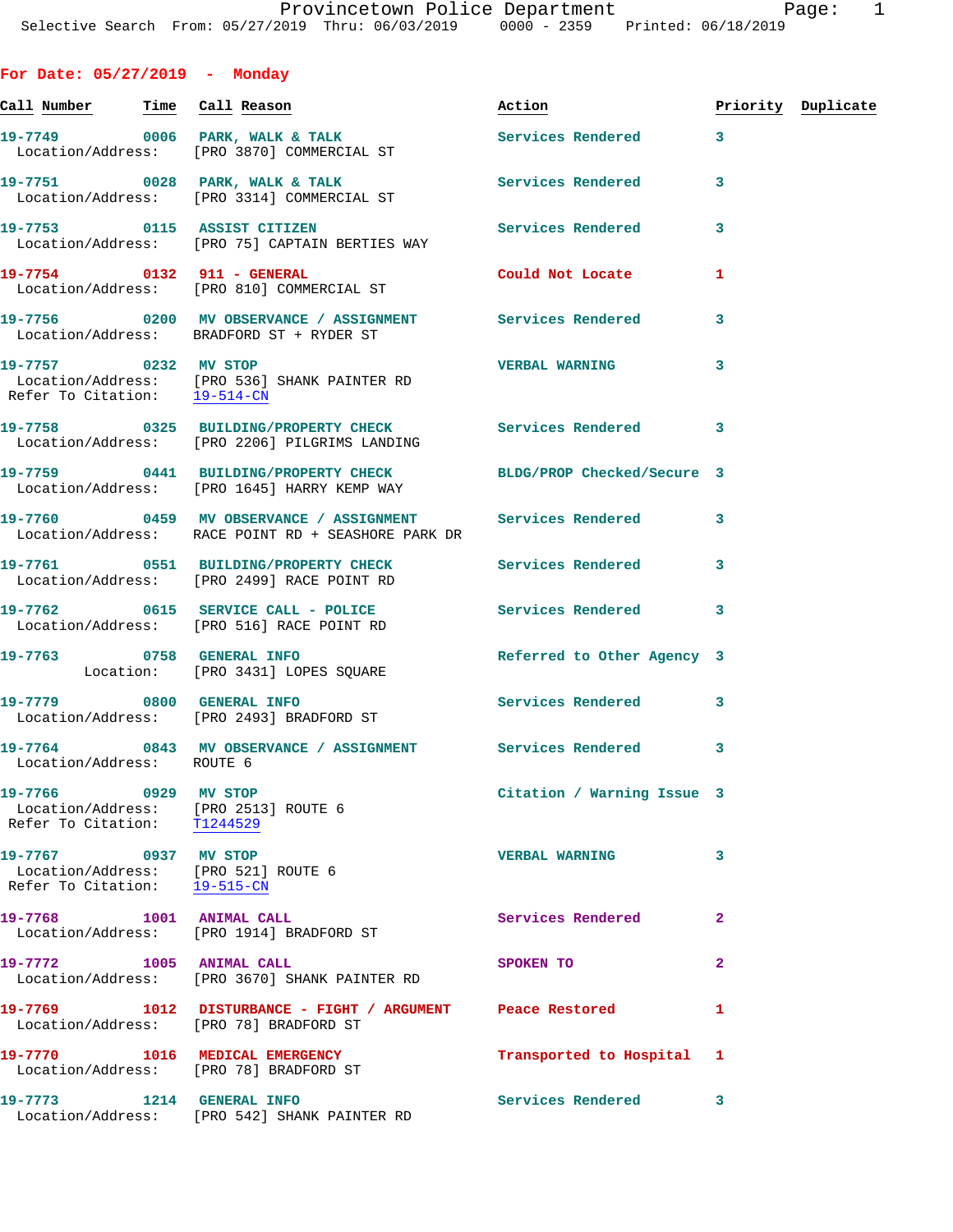# Provincetown Police Department

Selective Search From: 05/27/2019 Thru: 06/03/2019 0000 - 2359 Printed: 06/18/2019

## For Date: 05/27/2019 - Monday

| Call Number | Time | Call Reason | Action | Priority | Duplicate |
|---|---|---|---|---|---|
| 19-7749 | 0006 | PARK, WALK & TALK | Services Rendered | 3 | |
| Location/Address: | | [PRO 3870] COMMERCIAL ST | | | |
| 19-7751 | 0028 | PARK, WALK & TALK | Services Rendered | 3 | |
| Location/Address: | | [PRO 3314] COMMERCIAL ST | | | |
| 19-7753 | 0115 | ASSIST CITIZEN | Services Rendered | 3 | |
| Location/Address: | | [PRO 75] CAPTAIN BERTIES WAY | | | |
| 19-7754 | 0132 | 911 - GENERAL | Could Not Locate | 1 | |
| Location/Address: | | [PRO 810] COMMERCIAL ST | | | |
| 19-7756 | 0200 | MV OBSERVANCE / ASSIGNMENT | Services Rendered | 3 | |
| Location/Address: | | BRADFORD ST + RYDER ST | | | |
| 19-7757 | 0232 | MV STOP | VERBAL WARNING | 3 | |
| Location/Address: | | [PRO 536] SHANK PAINTER RD | | | |
| Refer To Citation: | | 19-514-CN | | | |
| 19-7758 | 0325 | BUILDING/PROPERTY CHECK | Services Rendered | 3 | |
| Location/Address: | | [PRO 2206] PILGRIMS LANDING | | | |
| 19-7759 | 0441 | BUILDING/PROPERTY CHECK | BLDG/PROP Checked/Secure | 3 | |
| Location/Address: | | [PRO 1645] HARRY KEMP WAY | | | |
| 19-7760 | 0459 | MV OBSERVANCE / ASSIGNMENT | Services Rendered | 3 | |
| Location/Address: | | RACE POINT RD + SEASHORE PARK DR | | | |
| 19-7761 | 0551 | BUILDING/PROPERTY CHECK | Services Rendered | 3 | |
| Location/Address: | | [PRO 2499] RACE POINT RD | | | |
| 19-7762 | 0615 | SERVICE CALL - POLICE | Services Rendered | 3 | |
| Location/Address: | | [PRO 516] RACE POINT RD | | | |
| 19-7763 | 0758 | GENERAL INFO | Referred to Other Agency | 3 | |
| Location: | | [PRO 3431] LOPES SQUARE | | | |
| 19-7779 | 0800 | GENERAL INFO | Services Rendered | 3 | |
| Location/Address: | | [PRO 2493] BRADFORD ST | | | |
| 19-7764 | 0843 | MV OBSERVANCE / ASSIGNMENT | Services Rendered | 3 | |
| Location/Address: | | ROUTE 6 | | | |
| 19-7766 | 0929 | MV STOP | Citation / Warning Issue | 3 | |
| Location/Address: | | [PRO 2513] ROUTE 6 | | | |
| Refer To Citation: | | T1244529 | | | |
| 19-7767 | 0937 | MV STOP | VERBAL WARNING | 3 | |
| Location/Address: | | [PRO 521] ROUTE 6 | | | |
| Refer To Citation: | | 19-515-CN | | | |
| 19-7768 | 1001 | ANIMAL CALL | Services Rendered | 2 | |
| Location/Address: | | [PRO 1914] BRADFORD ST | | | |
| 19-7772 | 1005 | ANIMAL CALL | SPOKEN TO | 2 | |
| Location/Address: | | [PRO 3670] SHANK PAINTER RD | | | |
| 19-7769 | 1012 | DISTURBANCE - FIGHT / ARGUMENT | Peace Restored | 1 | |
| Location/Address: | | [PRO 78] BRADFORD ST | | | |
| 19-7770 | 1016 | MEDICAL EMERGENCY | Transported to Hospital | 1 | |
| Location/Address: | | [PRO 78] BRADFORD ST | | | |
| 19-7773 | 1214 | GENERAL INFO | Services Rendered | 3 | |
| Location/Address: | | [PRO 542] SHANK PAINTER RD | | | |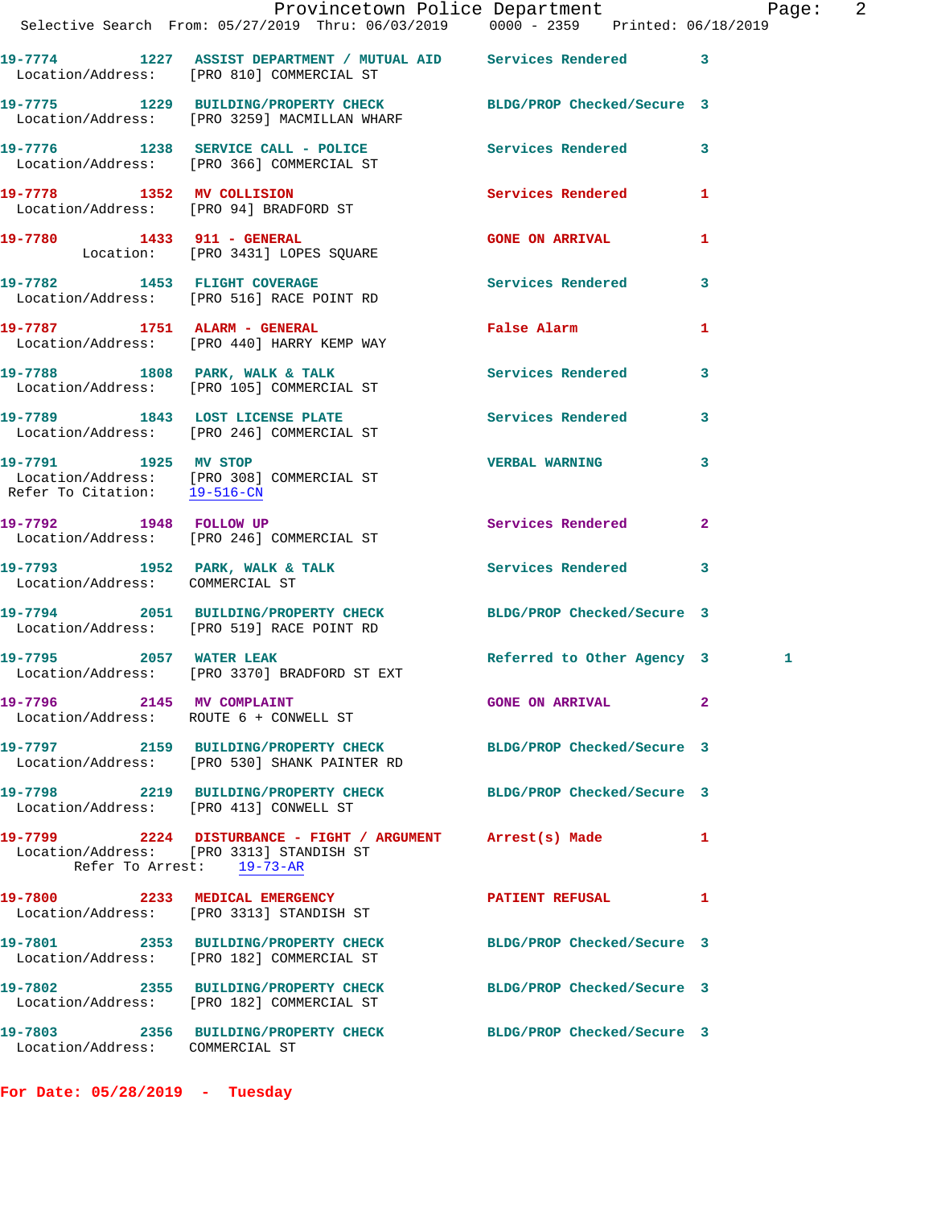19-7774 1227 ASSIST DEPARTMENT / MUTUAL AID Services Rendered 3
Location/Address: [PRO 810] COMMERCIAL ST

19-7775 1229 BUILDING/PROPERTY CHECK BLDG/PROP Checked/Secure 3
Location/Address: [PRO 3259] MACMILLAN WHARF

19-7776 1238 SERVICE CALL - POLICE Services Rendered 3
Location/Address: [PRO 366] COMMERCIAL ST

19-7778 1352 MV COLLISION Services Rendered 1
Location/Address: [PRO 94] BRADFORD ST

19-7780 1433 911 - GENERAL GONE ON ARRIVAL 1
Location: [PRO 3431] LOPES SQUARE

19-7782 1453 FLIGHT COVERAGE Services Rendered 3
Location/Address: [PRO 516] RACE POINT RD

19-7787 1751 ALARM - GENERAL False Alarm 1
Location/Address: [PRO 440] HARRY KEMP WAY

19-7788 1808 PARK, WALK & TALK Services Rendered 3
Location/Address: [PRO 105] COMMERCIAL ST

19-7789 1843 LOST LICENSE PLATE Services Rendered 3
Location/Address: [PRO 246] COMMERCIAL ST

19-7791 1925 MV STOP VERBAL WARNING 3
Location/Address: [PRO 308] COMMERCIAL ST
Refer To Citation: 19-516-CN

19-7792 1948 FOLLOW UP Services Rendered 2
Location/Address: [PRO 246] COMMERCIAL ST

19-7793 1952 PARK, WALK & TALK Services Rendered 3
Location/Address: COMMERCIAL ST

19-7794 2051 BUILDING/PROPERTY CHECK BLDG/PROP Checked/Secure 3
Location/Address: [PRO 519] RACE POINT RD

19-7795 2057 WATER LEAK Referred to Other Agency 3 1
Location/Address: [PRO 3370] BRADFORD ST EXT

19-7796 2145 MV COMPLAINT GONE ON ARRIVAL 2
Location/Address: ROUTE 6 + CONWELL ST

19-7797 2159 BUILDING/PROPERTY CHECK BLDG/PROP Checked/Secure 3
Location/Address: [PRO 530] SHANK PAINTER RD

19-7798 2219 BUILDING/PROPERTY CHECK BLDG/PROP Checked/Secure 3
Location/Address: [PRO 413] CONWELL ST

19-7799 2224 DISTURBANCE - FIGHT / ARGUMENT Arrest(s) Made 1
Location/Address: [PRO 3313] STANDISH ST
Refer To Arrest: 19-73-AR

19-7800 2233 MEDICAL EMERGENCY PATIENT REFUSAL 1
Location/Address: [PRO 3313] STANDISH ST

19-7801 2353 BUILDING/PROPERTY CHECK BLDG/PROP Checked/Secure 3
Location/Address: [PRO 182] COMMERCIAL ST

19-7802 2355 BUILDING/PROPERTY CHECK BLDG/PROP Checked/Secure 3
Location/Address: [PRO 182] COMMERCIAL ST

19-7803 2356 BUILDING/PROPERTY CHECK BLDG/PROP Checked/Secure 3
Location/Address: COMMERCIAL ST

**For Date: 05/28/2019 - Tuesday**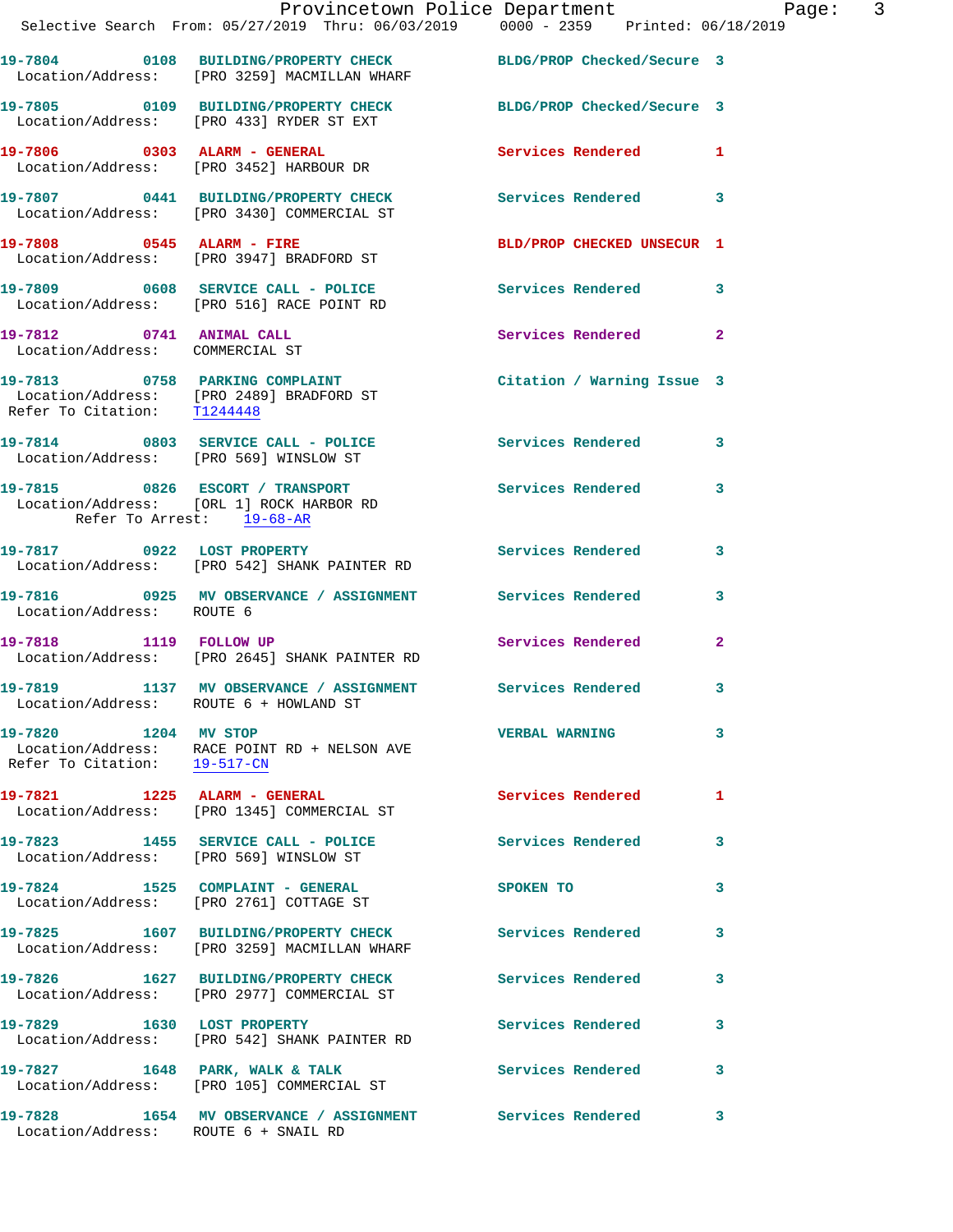Provincetown Police Department
Selective Search From: 05/27/2019 Thru: 06/03/2019 0000 - 2359 Printed: 06/18/2019

| Call # | Time | Call Type | Disposition | Priority |
|---|---|---|---|---|
| 19-7804 | 0108 | BUILDING/PROPERTY CHECK | BLDG/PROP Checked/Secure | 3 |
| Location/Address: | | [PRO 3259] MACMILLAN WHARF | | |
| 19-7805 | 0109 | BUILDING/PROPERTY CHECK | BLDG/PROP Checked/Secure | 3 |
| Location/Address: | | [PRO 433] RYDER ST EXT | | |
| 19-7806 | 0303 | ALARM - GENERAL | Services Rendered | 1 |
| Location/Address: | | [PRO 3452] HARBOUR DR | | |
| 19-7807 | 0441 | BUILDING/PROPERTY CHECK | Services Rendered | 3 |
| Location/Address: | | [PRO 3430] COMMERCIAL ST | | |
| 19-7808 | 0545 | ALARM - FIRE | BLD/PROP CHECKED UNSECUR | 1 |
| Location/Address: | | [PRO 3947] BRADFORD ST | | |
| 19-7809 | 0608 | SERVICE CALL - POLICE | Services Rendered | 3 |
| Location/Address: | | [PRO 516] RACE POINT RD | | |
| 19-7812 | 0741 | ANIMAL CALL | Services Rendered | 2 |
| Location/Address: | | COMMERCIAL ST | | |
| 19-7813 | 0758 | PARKING COMPLAINT | Citation / Warning Issue | 3 |
| Location/Address: | | [PRO 2489] BRADFORD ST | | |
| Refer To Citation: | | T1244448 | | |
| 19-7814 | 0803 | SERVICE CALL - POLICE | Services Rendered | 3 |
| Location/Address: | | [PRO 569] WINSLOW ST | | |
| 19-7815 | 0826 | ESCORT / TRANSPORT | Services Rendered | 3 |
| Location/Address: | | [ORL 1] ROCK HARBOR RD | | |
| Refer To Arrest: | | 19-68-AR | | |
| 19-7817 | 0922 | LOST PROPERTY | Services Rendered | 3 |
| Location/Address: | | [PRO 542] SHANK PAINTER RD | | |
| 19-7816 | 0925 | MV OBSERVANCE / ASSIGNMENT | Services Rendered | 3 |
| Location/Address: | | ROUTE 6 | | |
| 19-7818 | 1119 | FOLLOW UP | Services Rendered | 2 |
| Location/Address: | | [PRO 2645] SHANK PAINTER RD | | |
| 19-7819 | 1137 | MV OBSERVANCE / ASSIGNMENT | Services Rendered | 3 |
| Location/Address: | | ROUTE 6 + HOWLAND ST | | |
| 19-7820 | 1204 | MV STOP | VERBAL WARNING | 3 |
| Location/Address: | | RACE POINT RD + NELSON AVE | | |
| Refer To Citation: | | 19-517-CN | | |
| 19-7821 | 1225 | ALARM - GENERAL | Services Rendered | 1 |
| Location/Address: | | [PRO 1345] COMMERCIAL ST | | |
| 19-7823 | 1455 | SERVICE CALL - POLICE | Services Rendered | 3 |
| Location/Address: | | [PRO 569] WINSLOW ST | | |
| 19-7824 | 1525 | COMPLAINT - GENERAL | SPOKEN TO | 3 |
| Location/Address: | | [PRO 2761] COTTAGE ST | | |
| 19-7825 | 1607 | BUILDING/PROPERTY CHECK | Services Rendered | 3 |
| Location/Address: | | [PRO 3259] MACMILLAN WHARF | | |
| 19-7826 | 1627 | BUILDING/PROPERTY CHECK | Services Rendered | 3 |
| Location/Address: | | [PRO 2977] COMMERCIAL ST | | |
| 19-7829 | 1630 | LOST PROPERTY | Services Rendered | 3 |
| Location/Address: | | [PRO 542] SHANK PAINTER RD | | |
| 19-7827 | 1648 | PARK, WALK & TALK | Services Rendered | 3 |
| Location/Address: | | [PRO 105] COMMERCIAL ST | | |
| 19-7828 | 1654 | MV OBSERVANCE / ASSIGNMENT | Services Rendered | 3 |
| Location/Address: | | ROUTE 6 + SNAIL RD | | |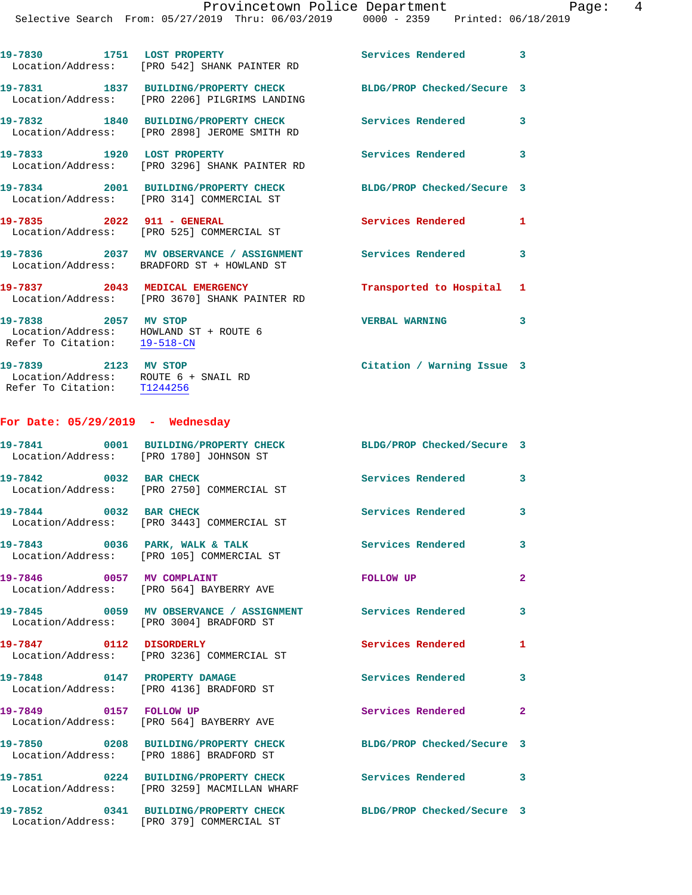19-7830 1751 LOST PROPERTY Services Rendered 3
Location/Address: [PRO 542] SHANK PAINTER RD

19-7831 1837 BUILDING/PROPERTY CHECK BLDG/PROP Checked/Secure 3
Location/Address: [PRO 2206] PILGRIMS LANDING

19-7832 1840 BUILDING/PROPERTY CHECK Services Rendered 3
Location/Address: [PRO 2898] JEROME SMITH RD

19-7833 1920 LOST PROPERTY Services Rendered 3
Location/Address: [PRO 3296] SHANK PAINTER RD

19-7834 2001 BUILDING/PROPERTY CHECK BLDG/PROP Checked/Secure 3
Location/Address: [PRO 314] COMMERCIAL ST

19-7835 2022 911 - GENERAL Services Rendered 1
Location/Address: [PRO 525] COMMERCIAL ST

19-7836 2037 MV OBSERVANCE / ASSIGNMENT Services Rendered 3
Location/Address: BRADFORD ST + HOWLAND ST

19-7837 2043 MEDICAL EMERGENCY Transported to Hospital 1
Location/Address: [PRO 3670] SHANK PAINTER RD

19-7838 2057 MV STOP VERBAL WARNING 3
Location/Address: HOWLAND ST + ROUTE 6
Refer To Citation: 19-518-CN

19-7839 2123 MV STOP Citation / Warning Issue 3
Location/Address: ROUTE 6 + SNAIL RD
Refer To Citation: T1244256

## For Date: 05/29/2019 - Wednesday

19-7841 0001 BUILDING/PROPERTY CHECK BLDG/PROP Checked/Secure 3
Location/Address: [PRO 1780] JOHNSON ST

19-7842 0032 BAR CHECK Services Rendered 3
Location/Address: [PRO 2750] COMMERCIAL ST

19-7844 0032 BAR CHECK Services Rendered 3
Location/Address: [PRO 3443] COMMERCIAL ST

19-7843 0036 PARK, WALK & TALK Services Rendered 3
Location/Address: [PRO 105] COMMERCIAL ST

19-7846 0057 MV COMPLAINT FOLLOW UP 2
Location/Address: [PRO 564] BAYBERRY AVE

19-7845 0059 MV OBSERVANCE / ASSIGNMENT Services Rendered 3
Location/Address: [PRO 3004] BRADFORD ST

19-7847 0112 DISORDERLY Services Rendered 1
Location/Address: [PRO 3236] COMMERCIAL ST

19-7848 0147 PROPERTY DAMAGE Services Rendered 3
Location/Address: [PRO 4136] BRADFORD ST

19-7849 0157 FOLLOW UP Services Rendered 2
Location/Address: [PRO 564] BAYBERRY AVE

19-7850 0208 BUILDING/PROPERTY CHECK BLDG/PROP Checked/Secure 3
Location/Address: [PRO 1886] BRADFORD ST

19-7851 0224 BUILDING/PROPERTY CHECK Services Rendered 3
Location/Address: [PRO 3259] MACMILLAN WHARF

19-7852 0341 BUILDING/PROPERTY CHECK BLDG/PROP Checked/Secure 3
Location/Address: [PRO 379] COMMERCIAL ST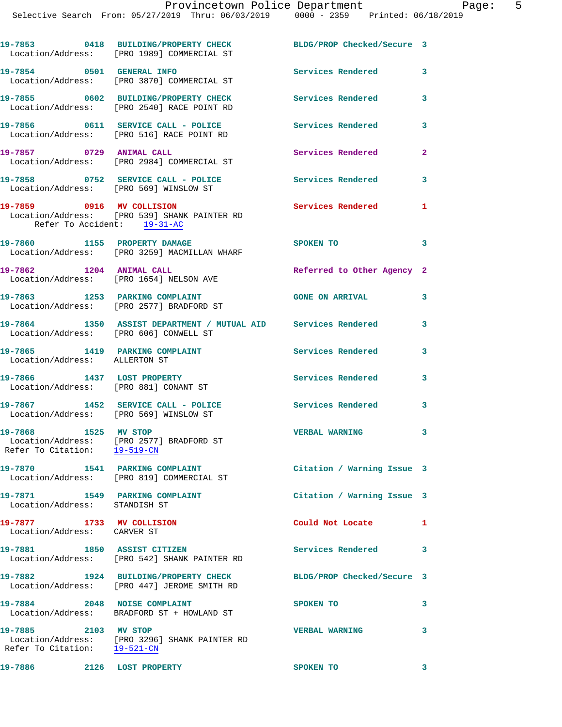**19-7853 0418 BUILDING/PROPERTY CHECK** BLDG/PROP Checked/Secure 3
Location/Address: [PRO 1989] COMMERCIAL ST

**19-7854 0501 GENERAL INFO** Services Rendered 3
Location/Address: [PRO 3870] COMMERCIAL ST

**19-7855 0602 BUILDING/PROPERTY CHECK** Services Rendered 3
Location/Address: [PRO 2540] RACE POINT RD

**19-7856 0611 SERVICE CALL - POLICE** Services Rendered 3
Location/Address: [PRO 516] RACE POINT RD

**19-7857 0729 ANIMAL CALL** Services Rendered 2
Location/Address: [PRO 2984] COMMERCIAL ST

**19-7858 0752 SERVICE CALL - POLICE** Services Rendered 3
Location/Address: [PRO 569] WINSLOW ST

**19-7859 0916 MV COLLISION** Services Rendered 1
Location/Address: [PRO 539] SHANK PAINTER RD
Refer To Accident: 19-31-AC

**19-7860 1155 PROPERTY DAMAGE** SPOKEN TO 3
Location/Address: [PRO 3259] MACMILLAN WHARF

**19-7862 1204 ANIMAL CALL** Referred to Other Agency 2
Location/Address: [PRO 1654] NELSON AVE

**19-7863 1253 PARKING COMPLAINT** GONE ON ARRIVAL 3
Location/Address: [PRO 2577] BRADFORD ST

**19-7864 1350 ASSIST DEPARTMENT / MUTUAL AID** Services Rendered 3
Location/Address: [PRO 606] CONWELL ST

**19-7865 1419 PARKING COMPLAINT** Services Rendered 3
Location/Address: ALLERTON ST

**19-7866 1437 LOST PROPERTY** Services Rendered 3
Location/Address: [PRO 881] CONANT ST

**19-7867 1452 SERVICE CALL - POLICE** Services Rendered 3
Location/Address: [PRO 569] WINSLOW ST

**19-7868 1525 MV STOP** VERBAL WARNING 3
Location/Address: [PRO 2577] BRADFORD ST
Refer To Citation: 19-519-CN

**19-7870 1541 PARKING COMPLAINT** Citation / Warning Issue 3
Location/Address: [PRO 819] COMMERCIAL ST

**19-7871 1549 PARKING COMPLAINT** Citation / Warning Issue 3
Location/Address: STANDISH ST

**19-7877 1733 MV COLLISION** Could Not Locate 1
Location/Address: CARVER ST

**19-7881 1850 ASSIST CITIZEN** Services Rendered 3
Location/Address: [PRO 542] SHANK PAINTER RD

**19-7882 1924 BUILDING/PROPERTY CHECK** BLDG/PROP Checked/Secure 3
Location/Address: [PRO 447] JEROME SMITH RD

**19-7884 2048 NOISE COMPLAINT** SPOKEN TO 3
Location/Address: BRADFORD ST + HOWLAND ST

**19-7885 2103 MV STOP** VERBAL WARNING 3
Location/Address: [PRO 3296] SHANK PAINTER RD
Refer To Citation: 19-521-CN

**19-7886 2126 LOST PROPERTY** SPOKEN TO 3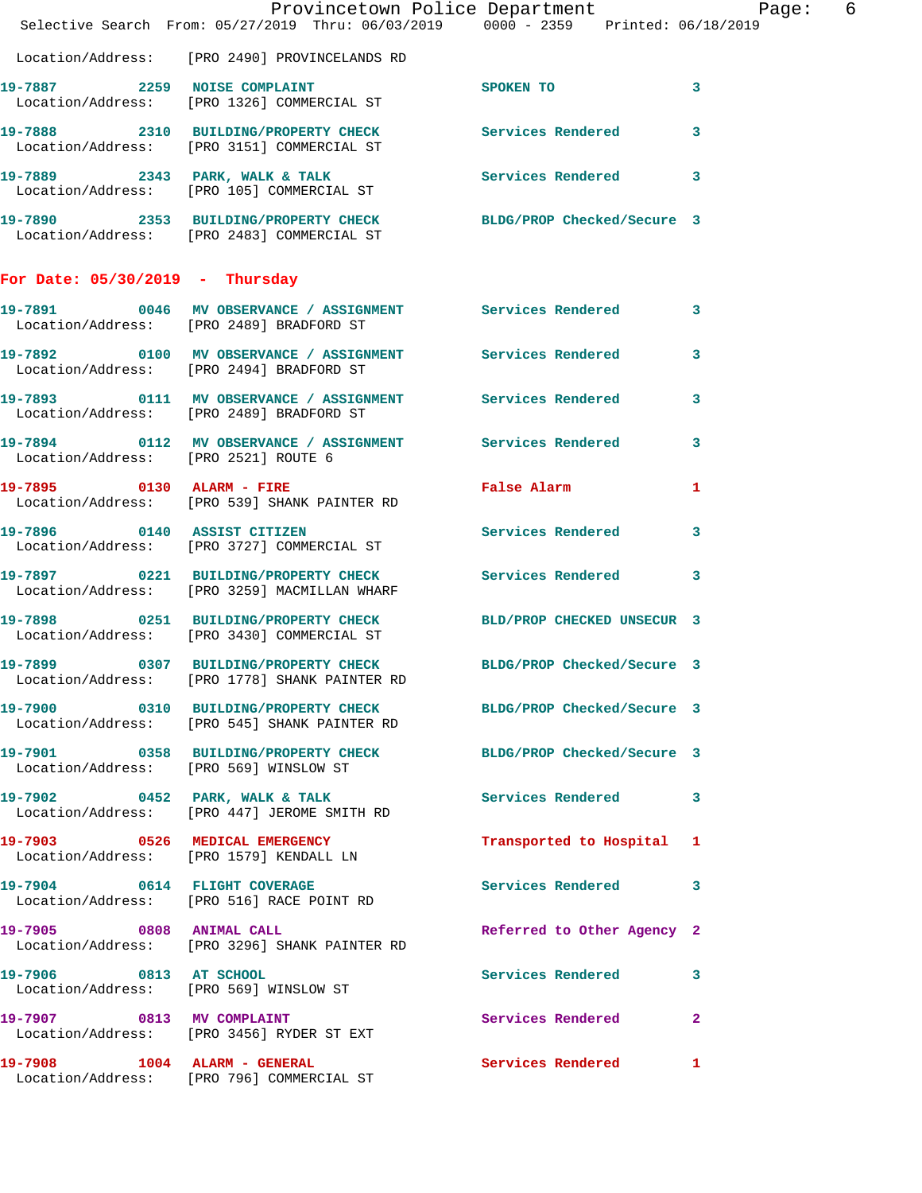Location/Address: [PRO 2490] PROVINCELANDS RD

19-7887 2259 NOISE COMPLAINT SPOKEN TO 3
Location/Address: [PRO 1326] COMMERCIAL ST

19-7888 2310 BUILDING/PROPERTY CHECK Services Rendered 3
Location/Address: [PRO 3151] COMMERCIAL ST

19-7889 2343 PARK, WALK & TALK Services Rendered 3
Location/Address: [PRO 105] COMMERCIAL ST

19-7890 2353 BUILDING/PROPERTY CHECK BLDG/PROP Checked/Secure 3
Location/Address: [PRO 2483] COMMERCIAL ST

**For Date: 05/30/2019 - Thursday**

19-7891 0046 MV OBSERVANCE / ASSIGNMENT Services Rendered 3
Location/Address: [PRO 2489] BRADFORD ST

19-7892 0100 MV OBSERVANCE / ASSIGNMENT Services Rendered 3
Location/Address: [PRO 2494] BRADFORD ST

19-7893 0111 MV OBSERVANCE / ASSIGNMENT Services Rendered 3
Location/Address: [PRO 2489] BRADFORD ST

19-7894 0112 MV OBSERVANCE / ASSIGNMENT Services Rendered 3
Location/Address: [PRO 2521] ROUTE 6

19-7895 0130 ALARM - FIRE False Alarm 1
Location/Address: [PRO 539] SHANK PAINTER RD

19-7896 0140 ASSIST CITIZEN Services Rendered 3
Location/Address: [PRO 3727] COMMERCIAL ST

19-7897 0221 BUILDING/PROPERTY CHECK Services Rendered 3
Location/Address: [PRO 3259] MACMILLAN WHARF

19-7898 0251 BUILDING/PROPERTY CHECK BLD/PROP CHECKED UNSECUR 3
Location/Address: [PRO 3430] COMMERCIAL ST

19-7899 0307 BUILDING/PROPERTY CHECK BLDG/PROP Checked/Secure 3
Location/Address: [PRO 1778] SHANK PAINTER RD

19-7900 0310 BUILDING/PROPERTY CHECK BLDG/PROP Checked/Secure 3
Location/Address: [PRO 545] SHANK PAINTER RD

19-7901 0358 BUILDING/PROPERTY CHECK BLDG/PROP Checked/Secure 3
Location/Address: [PRO 569] WINSLOW ST

19-7902 0452 PARK, WALK & TALK Services Rendered 3
Location/Address: [PRO 447] JEROME SMITH RD

19-7903 0526 MEDICAL EMERGENCY Transported to Hospital 1
Location/Address: [PRO 1579] KENDALL LN

19-7904 0614 FLIGHT COVERAGE Services Rendered 3
Location/Address: [PRO 516] RACE POINT RD

19-7905 0808 ANIMAL CALL Referred to Other Agency 2
Location/Address: [PRO 3296] SHANK PAINTER RD

19-7906 0813 AT SCHOOL Services Rendered 3
Location/Address: [PRO 569] WINSLOW ST

19-7907 0813 MV COMPLAINT Services Rendered 2
Location/Address: [PRO 3456] RYDER ST EXT

19-7908 1004 ALARM - GENERAL Services Rendered 1
Location/Address: [PRO 796] COMMERCIAL ST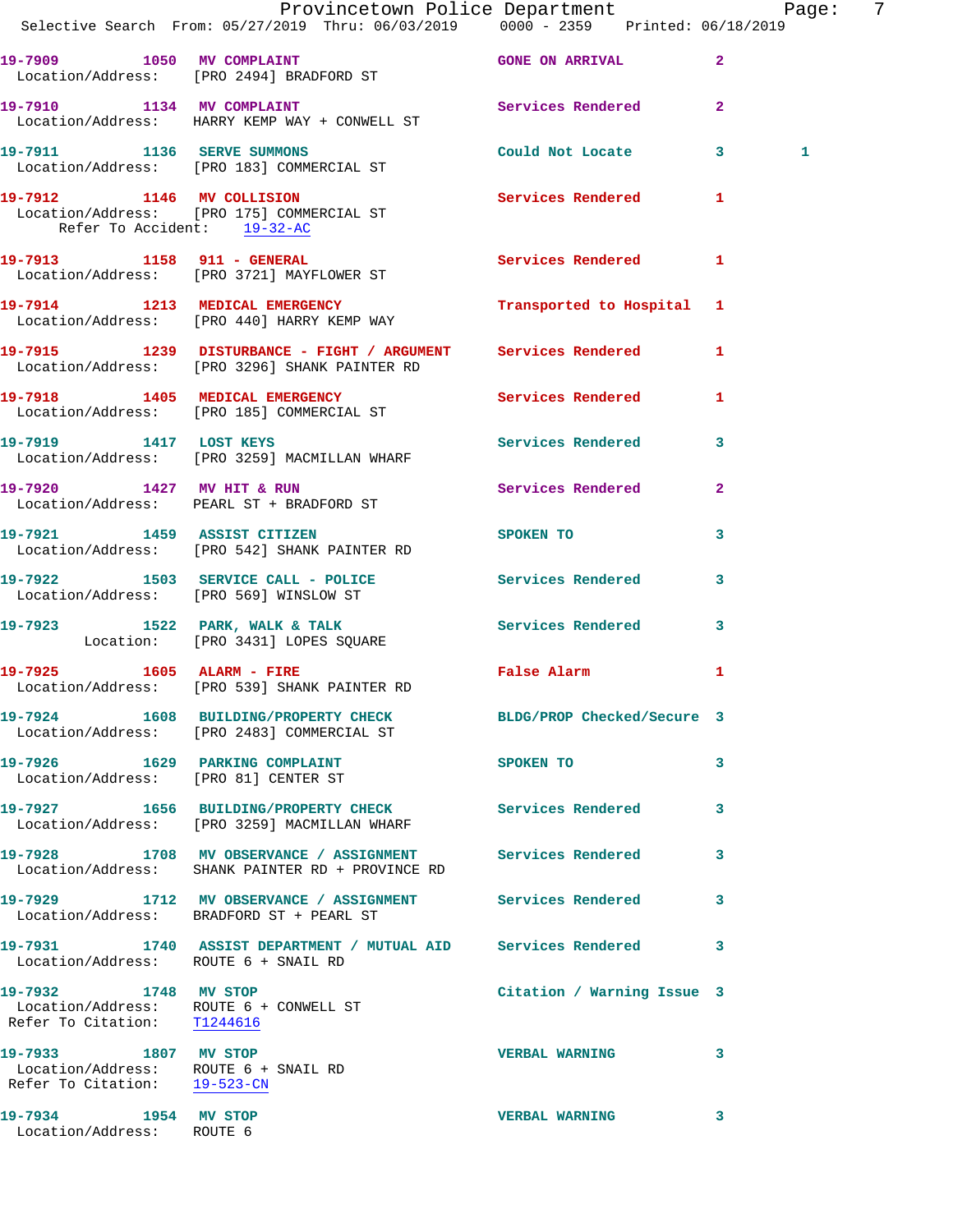19-7909 1050 MV COMPLAINT GONE ON ARRIVAL 2
Location/Address: [PRO 2494] BRADFORD ST

19-7910 1134 MV COMPLAINT Services Rendered 2
Location/Address: HARRY KEMP WAY + CONWELL ST

19-7911 1136 SERVE SUMMONS Could Not Locate 3 1
Location/Address: [PRO 183] COMMERCIAL ST

19-7912 1146 MV COLLISION Services Rendered 1
Location/Address: [PRO 175] COMMERCIAL ST
Refer To Accident: 19-32-AC

19-7913 1158 911 - GENERAL Services Rendered 1
Location/Address: [PRO 3721] MAYFLOWER ST

19-7914 1213 MEDICAL EMERGENCY Transported to Hospital 1
Location/Address: [PRO 440] HARRY KEMP WAY

19-7915 1239 DISTURBANCE - FIGHT / ARGUMENT Services Rendered 1
Location/Address: [PRO 3296] SHANK PAINTER RD

19-7918 1405 MEDICAL EMERGENCY Services Rendered 1
Location/Address: [PRO 185] COMMERCIAL ST

19-7919 1417 LOST KEYS Services Rendered 3
Location/Address: [PRO 3259] MACMILLAN WHARF

19-7920 1427 MV HIT & RUN Services Rendered 2
Location/Address: PEARL ST + BRADFORD ST

19-7921 1459 ASSIST CITIZEN SPOKEN TO 3
Location/Address: [PRO 542] SHANK PAINTER RD

19-7922 1503 SERVICE CALL - POLICE Services Rendered 3
Location/Address: [PRO 569] WINSLOW ST

19-7923 1522 PARK, WALK & TALK Services Rendered 3
Location: [PRO 3431] LOPES SQUARE

19-7925 1605 ALARM - FIRE False Alarm 1
Location/Address: [PRO 539] SHANK PAINTER RD

19-7924 1608 BUILDING/PROPERTY CHECK BLDG/PROP Checked/Secure 3
Location/Address: [PRO 2483] COMMERCIAL ST

19-7926 1629 PARKING COMPLAINT SPOKEN TO 3
Location/Address: [PRO 81] CENTER ST

19-7927 1656 BUILDING/PROPERTY CHECK Services Rendered 3
Location/Address: [PRO 3259] MACMILLAN WHARF

19-7928 1708 MV OBSERVANCE / ASSIGNMENT Services Rendered 3
Location/Address: SHANK PAINTER RD + PROVINCE RD

19-7929 1712 MV OBSERVANCE / ASSIGNMENT Services Rendered 3
Location/Address: BRADFORD ST + PEARL ST

19-7931 1740 ASSIST DEPARTMENT / MUTUAL AID Services Rendered 3
Location/Address: ROUTE 6 + SNAIL RD

19-7932 1748 MV STOP Citation / Warning Issue 3
Location/Address: ROUTE 6 + CONWELL ST
Refer To Citation: T1244616

19-7933 1807 MV STOP VERBAL WARNING 3
Location/Address: ROUTE 6 + SNAIL RD
Refer To Citation: 19-523-CN

19-7934 1954 MV STOP VERBAL WARNING 3
Location/Address: ROUTE 6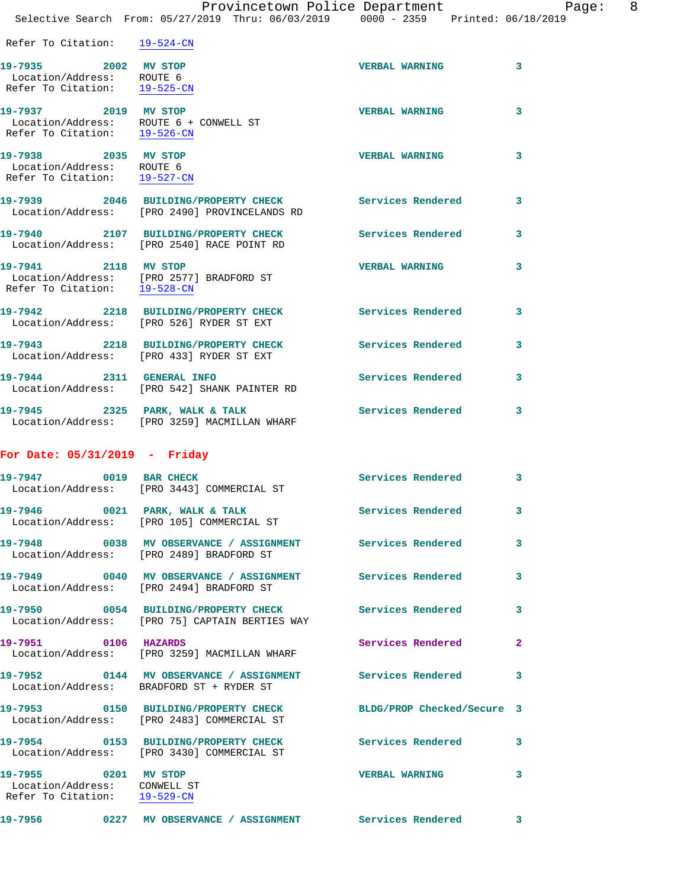Refer To Citation: 19-524-CN

19-7935 2002 MV STOP VERBAL WARNING 3
 Location/Address: ROUTE 6
 Refer To Citation: 19-525-CN

19-7937 2019 MV STOP VERBAL WARNING 3
 Location/Address: ROUTE 6 + CONWELL ST
 Refer To Citation: 19-526-CN

19-7938 2035 MV STOP VERBAL WARNING 3
 Location/Address: ROUTE 6
 Refer To Citation: 19-527-CN

19-7939 2046 BUILDING/PROPERTY CHECK Services Rendered 3
 Location/Address: [PRO 2490] PROVINCELANDS RD

19-7940 2107 BUILDING/PROPERTY CHECK Services Rendered 3
 Location/Address: [PRO 2540] RACE POINT RD

19-7941 2118 MV STOP VERBAL WARNING 3
 Location/Address: [PRO 2577] BRADFORD ST
 Refer To Citation: 19-528-CN

19-7942 2218 BUILDING/PROPERTY CHECK Services Rendered 3
 Location/Address: [PRO 526] RYDER ST EXT

19-7943 2218 BUILDING/PROPERTY CHECK Services Rendered 3
 Location/Address: [PRO 433] RYDER ST EXT

19-7944 2311 GENERAL INFO Services Rendered 3
 Location/Address: [PRO 542] SHANK PAINTER RD

19-7945 2325 PARK, WALK & TALK Services Rendered 3
 Location/Address: [PRO 3259] MACMILLAN WHARF

**For Date: 05/31/2019 - Friday**

19-7947 0019 BAR CHECK Services Rendered 3
 Location/Address: [PRO 3443] COMMERCIAL ST

19-7946 0021 PARK, WALK & TALK Services Rendered 3
 Location/Address: [PRO 105] COMMERCIAL ST

19-7948 0038 MV OBSERVANCE / ASSIGNMENT Services Rendered 3
 Location/Address: [PRO 2489] BRADFORD ST

19-7949 0040 MV OBSERVANCE / ASSIGNMENT Services Rendered 3
 Location/Address: [PRO 2494] BRADFORD ST

19-7950 0054 BUILDING/PROPERTY CHECK Services Rendered 3
 Location/Address: [PRO 75] CAPTAIN BERTIES WAY

19-7951 0106 HAZARDS Services Rendered 2
 Location/Address: [PRO 3259] MACMILLAN WHARF

19-7952 0144 MV OBSERVANCE / ASSIGNMENT Services Rendered 3
 Location/Address: BRADFORD ST + RYDER ST

19-7953 0150 BUILDING/PROPERTY CHECK BLDG/PROP Checked/Secure 3
 Location/Address: [PRO 2483] COMMERCIAL ST

19-7954 0153 BUILDING/PROPERTY CHECK Services Rendered 3
 Location/Address: [PRO 3430] COMMERCIAL ST

19-7955 0201 MV STOP VERBAL WARNING 3
 Location/Address: CONWELL ST
 Refer To Citation: 19-529-CN

19-7956 0227 MV OBSERVANCE / ASSIGNMENT Services Rendered 3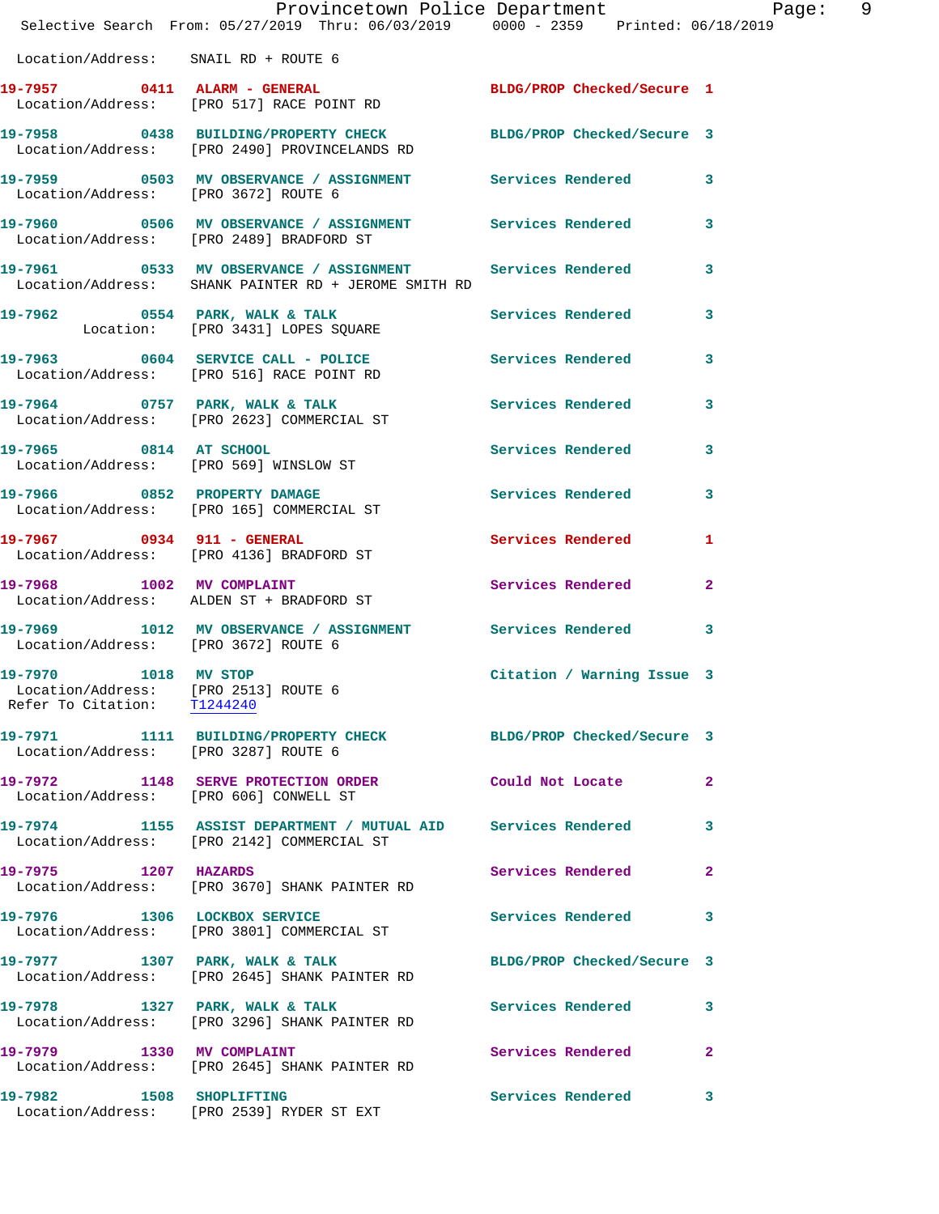Location/Address: SNAIL RD + ROUTE 6

| Call Number | Time | Call Reason | Action | Priority |
|---|---|---|---|---|
| 19-7957 | 0411 | ALARM - GENERAL | BLDG/PROP Checked/Secure | 1 |
| Location/Address: [PRO 517] RACE POINT RD | | | | |
| 19-7958 | 0438 | BUILDING/PROPERTY CHECK | BLDG/PROP Checked/Secure | 3 |
| Location/Address: [PRO 2490] PROVINCELANDS RD | | | | |
| 19-7959 | 0503 | MV OBSERVANCE / ASSIGNMENT | Services Rendered | 3 |
| Location/Address: [PRO 3672] ROUTE 6 | | | | |
| 19-7960 | 0506 | MV OBSERVANCE / ASSIGNMENT | Services Rendered | 3 |
| Location/Address: [PRO 2489] BRADFORD ST | | | | |
| 19-7961 | 0533 | MV OBSERVANCE / ASSIGNMENT | Services Rendered | 3 |
| Location/Address: SHANK PAINTER RD + JEROME SMITH RD | | | | |
| 19-7962 | 0554 | PARK, WALK & TALK | Services Rendered | 3 |
| Location: [PRO 3431] LOPES SQUARE | | | | |
| 19-7963 | 0604 | SERVICE CALL - POLICE | Services Rendered | 3 |
| Location/Address: [PRO 516] RACE POINT RD | | | | |
| 19-7964 | 0757 | PARK, WALK & TALK | Services Rendered | 3 |
| Location/Address: [PRO 2623] COMMERCIAL ST | | | | |
| 19-7965 | 0814 | AT SCHOOL | Services Rendered | 3 |
| Location/Address: [PRO 569] WINSLOW ST | | | | |
| 19-7966 | 0852 | PROPERTY DAMAGE | Services Rendered | 3 |
| Location/Address: [PRO 165] COMMERCIAL ST | | | | |
| 19-7967 | 0934 | 911 - GENERAL | Services Rendered | 1 |
| Location/Address: [PRO 4136] BRADFORD ST | | | | |
| 19-7968 | 1002 | MV COMPLAINT | Services Rendered | 2 |
| Location/Address: ALDEN ST + BRADFORD ST | | | | |
| 19-7969 | 1012 | MV OBSERVANCE / ASSIGNMENT | Services Rendered | 3 |
| Location/Address: [PRO 3672] ROUTE 6 | | | | |
| 19-7970 | 1018 | MV STOP | Citation / Warning Issue | 3 |
| Location/Address: [PRO 2513] ROUTE 6 | | | | |
| Refer To Citation: T1244240 | | | | |
| 19-7971 | 1111 | BUILDING/PROPERTY CHECK | BLDG/PROP Checked/Secure | 3 |
| Location/Address: [PRO 3287] ROUTE 6 | | | | |
| 19-7972 | 1148 | SERVE PROTECTION ORDER | Could Not Locate | 2 |
| Location/Address: [PRO 606] CONWELL ST | | | | |
| 19-7974 | 1155 | ASSIST DEPARTMENT / MUTUAL AID | Services Rendered | 3 |
| Location/Address: [PRO 2142] COMMERCIAL ST | | | | |
| 19-7975 | 1207 | HAZARDS | Services Rendered | 2 |
| Location/Address: [PRO 3670] SHANK PAINTER RD | | | | |
| 19-7976 | 1306 | LOCKBOX SERVICE | Services Rendered | 3 |
| Location/Address: [PRO 3801] COMMERCIAL ST | | | | |
| 19-7977 | 1307 | PARK, WALK & TALK | BLDG/PROP Checked/Secure | 3 |
| Location/Address: [PRO 2645] SHANK PAINTER RD | | | | |
| 19-7978 | 1327 | PARK, WALK & TALK | Services Rendered | 3 |
| Location/Address: [PRO 3296] SHANK PAINTER RD | | | | |
| 19-7979 | 1330 | MV COMPLAINT | Services Rendered | 2 |
| Location/Address: [PRO 2645] SHANK PAINTER RD | | | | |
| 19-7982 | 1508 | SHOPLIFTING | Services Rendered | 3 |
| Location/Address: [PRO 2539] RYDER ST EXT | | | | |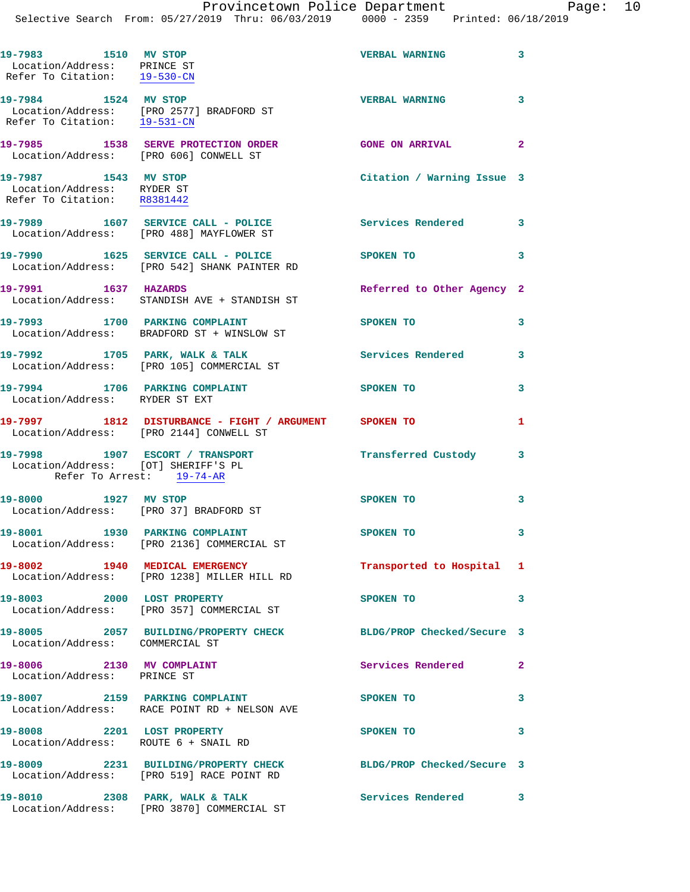19-7983 1510 MV STOP VERBAL WARNING 3
Location/Address: PRINCE ST
Refer To Citation: 19-530-CN

19-7984 1524 MV STOP VERBAL WARNING 3
Location/Address: [PRO 2577] BRADFORD ST
Refer To Citation: 19-531-CN

19-7985 1538 SERVE PROTECTION ORDER GONE ON ARRIVAL 2
Location/Address: [PRO 606] CONWELL ST

19-7987 1543 MV STOP Citation / Warning Issue 3
Location/Address: RYDER ST
Refer To Citation: R8381442

19-7989 1607 SERVICE CALL - POLICE Services Rendered 3
Location/Address: [PRO 488] MAYFLOWER ST

19-7990 1625 SERVICE CALL - POLICE SPOKEN TO 3
Location/Address: [PRO 542] SHANK PAINTER RD

19-7991 1637 HAZARDS Referred to Other Agency 2
Location/Address: STANDISH AVE + STANDISH ST

19-7993 1700 PARKING COMPLAINT SPOKEN TO 3
Location/Address: BRADFORD ST + WINSLOW ST

19-7992 1705 PARK, WALK & TALK Services Rendered 3
Location/Address: [PRO 105] COMMERCIAL ST

19-7994 1706 PARKING COMPLAINT SPOKEN TO 3
Location/Address: RYDER ST EXT

19-7997 1812 DISTURBANCE - FIGHT / ARGUMENT SPOKEN TO 1
Location/Address: [PRO 2144] CONWELL ST

19-7998 1907 ESCORT / TRANSPORT Transferred Custody 3
Location/Address: [OT] SHERIFF'S PL
Refer To Arrest: 19-74-AR

19-8000 1927 MV STOP SPOKEN TO 3
Location/Address: [PRO 37] BRADFORD ST

19-8001 1930 PARKING COMPLAINT SPOKEN TO 3
Location/Address: [PRO 2136] COMMERCIAL ST

19-8002 1940 MEDICAL EMERGENCY Transported to Hospital 1
Location/Address: [PRO 1238] MILLER HILL RD

19-8003 2000 LOST PROPERTY SPOKEN TO 3
Location/Address: [PRO 357] COMMERCIAL ST

19-8005 2057 BUILDING/PROPERTY CHECK BLDG/PROP Checked/Secure 3
Location/Address: COMMERCIAL ST

19-8006 2130 MV COMPLAINT Services Rendered 2
Location/Address: PRINCE ST

19-8007 2159 PARKING COMPLAINT SPOKEN TO 3
Location/Address: RACE POINT RD + NELSON AVE

19-8008 2201 LOST PROPERTY SPOKEN TO 3
Location/Address: ROUTE 6 + SNAIL RD

19-8009 2231 BUILDING/PROPERTY CHECK BLDG/PROP Checked/Secure 3
Location/Address: [PRO 519] RACE POINT RD

19-8010 2308 PARK, WALK & TALK Services Rendered 3
Location/Address: [PRO 3870] COMMERCIAL ST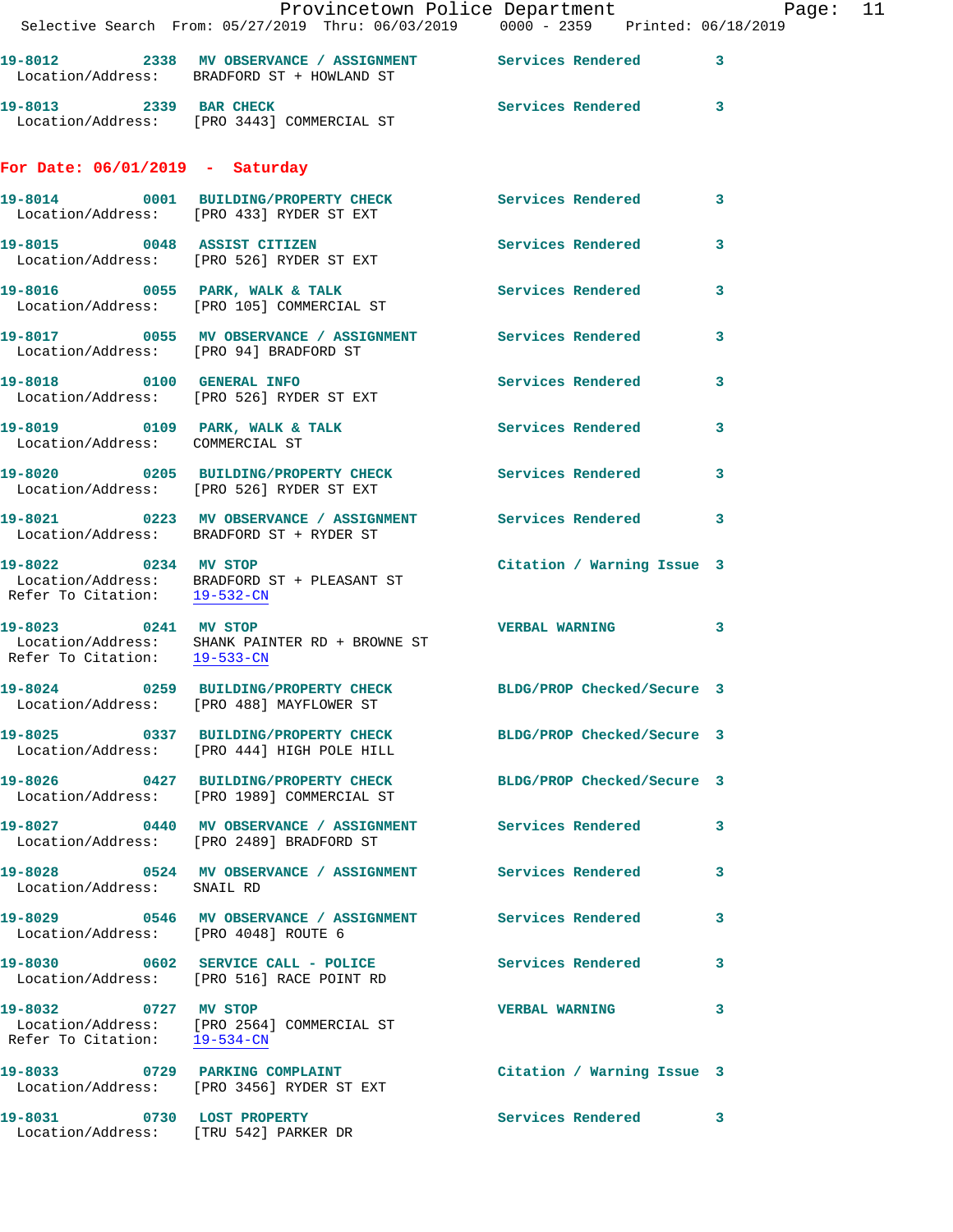19-8012 2338 MV OBSERVANCE / ASSIGNMENT Services Rendered 3
Location/Address: BRADFORD ST + HOWLAND ST

19-8013 2339 BAR CHECK Services Rendered 3
Location/Address: [PRO 3443] COMMERCIAL ST

**For Date: 06/01/2019 - Saturday**

19-8014 0001 BUILDING/PROPERTY CHECK Services Rendered 3
Location/Address: [PRO 433] RYDER ST EXT

19-8015 0048 ASSIST CITIZEN Services Rendered 3
Location/Address: [PRO 526] RYDER ST EXT

19-8016 0055 PARK, WALK & TALK Services Rendered 3
Location/Address: [PRO 105] COMMERCIAL ST

19-8017 0055 MV OBSERVANCE / ASSIGNMENT Services Rendered 3
Location/Address: [PRO 94] BRADFORD ST

19-8018 0100 GENERAL INFO Services Rendered 3
Location/Address: [PRO 526] RYDER ST EXT

19-8019 0109 PARK, WALK & TALK Services Rendered 3
Location/Address: COMMERCIAL ST

19-8020 0205 BUILDING/PROPERTY CHECK Services Rendered 3
Location/Address: [PRO 526] RYDER ST EXT

19-8021 0223 MV OBSERVANCE / ASSIGNMENT Services Rendered 3
Location/Address: BRADFORD ST + RYDER ST

19-8022 0234 MV STOP Citation / Warning Issue 3
Location/Address: BRADFORD ST + PLEASANT ST
Refer To Citation: 19-532-CN

19-8023 0241 MV STOP VERBAL WARNING 3
Location/Address: SHANK PAINTER RD + BROWNE ST
Refer To Citation: 19-533-CN

19-8024 0259 BUILDING/PROPERTY CHECK BLDG/PROP Checked/Secure 3
Location/Address: [PRO 488] MAYFLOWER ST

19-8025 0337 BUILDING/PROPERTY CHECK BLDG/PROP Checked/Secure 3
Location/Address: [PRO 444] HIGH POLE HILL

19-8026 0427 BUILDING/PROPERTY CHECK BLDG/PROP Checked/Secure 3
Location/Address: [PRO 1989] COMMERCIAL ST

19-8027 0440 MV OBSERVANCE / ASSIGNMENT Services Rendered 3
Location/Address: [PRO 2489] BRADFORD ST

19-8028 0524 MV OBSERVANCE / ASSIGNMENT Services Rendered 3
Location/Address: SNAIL RD

19-8029 0546 MV OBSERVANCE / ASSIGNMENT Services Rendered 3
Location/Address: [PRO 4048] ROUTE 6

19-8030 0602 SERVICE CALL - POLICE Services Rendered 3
Location/Address: [PRO 516] RACE POINT RD

19-8032 0727 MV STOP VERBAL WARNING 3
Location/Address: [PRO 2564] COMMERCIAL ST
Refer To Citation: 19-534-CN

19-8033 0729 PARKING COMPLAINT Citation / Warning Issue 3
Location/Address: [PRO 3456] RYDER ST EXT

19-8031 0730 LOST PROPERTY Services Rendered 3
Location/Address: [TRU 542] PARKER DR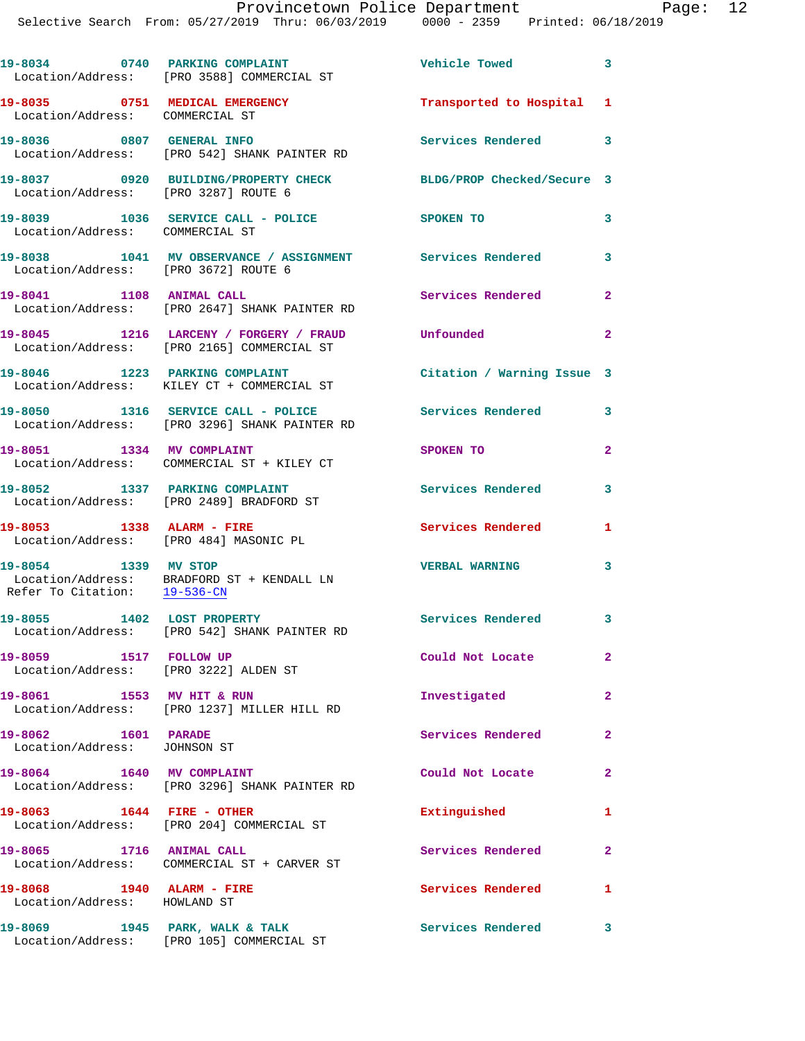19-8034 0740 PARKING COMPLAINT Vehicle Towed 3
Location/Address: [PRO 3588] COMMERCIAL ST

19-8035 0751 MEDICAL EMERGENCY Transported to Hospital 1
Location/Address: COMMERCIAL ST

19-8036 0807 GENERAL INFO Services Rendered 3
Location/Address: [PRO 542] SHANK PAINTER RD

19-8037 0920 BUILDING/PROPERTY CHECK BLDG/PROP Checked/Secure 3
Location/Address: [PRO 3287] ROUTE 6

19-8039 1036 SERVICE CALL - POLICE SPOKEN TO 3
Location/Address: COMMERCIAL ST

19-8038 1041 MV OBSERVANCE / ASSIGNMENT Services Rendered 3
Location/Address: [PRO 3672] ROUTE 6

19-8041 1108 ANIMAL CALL Services Rendered 2
Location/Address: [PRO 2647] SHANK PAINTER RD

19-8045 1216 LARCENY / FORGERY / FRAUD Unfounded 2
Location/Address: [PRO 2165] COMMERCIAL ST

19-8046 1223 PARKING COMPLAINT Citation / Warning Issue 3
Location/Address: KILEY CT + COMMERCIAL ST

19-8050 1316 SERVICE CALL - POLICE Services Rendered 3
Location/Address: [PRO 3296] SHANK PAINTER RD

19-8051 1334 MV COMPLAINT SPOKEN TO 2
Location/Address: COMMERCIAL ST + KILEY CT

19-8052 1337 PARKING COMPLAINT Services Rendered 3
Location/Address: [PRO 2489] BRADFORD ST

19-8053 1338 ALARM - FIRE Services Rendered 1
Location/Address: [PRO 484] MASONIC PL

19-8054 1339 MV STOP VERBAL WARNING 3
Location/Address: BRADFORD ST + KENDALL LN
Refer To Citation: 19-536-CN

19-8055 1402 LOST PROPERTY Services Rendered 3
Location/Address: [PRO 542] SHANK PAINTER RD

19-8059 1517 FOLLOW UP Could Not Locate 2
Location/Address: [PRO 3222] ALDEN ST

19-8061 1553 MV HIT & RUN Investigated 2
Location/Address: [PRO 1237] MILLER HILL RD

19-8062 1601 PARADE Services Rendered 2
Location/Address: JOHNSON ST

19-8064 1640 MV COMPLAINT Could Not Locate 2
Location/Address: [PRO 3296] SHANK PAINTER RD

19-8063 1644 FIRE - OTHER Extinguished 1
Location/Address: [PRO 204] COMMERCIAL ST

19-8065 1716 ANIMAL CALL Services Rendered 2
Location/Address: COMMERCIAL ST + CARVER ST

19-8068 1940 ALARM - FIRE Services Rendered 1
Location/Address: HOWLAND ST

19-8069 1945 PARK, WALK & TALK Services Rendered 3
Location/Address: [PRO 105] COMMERCIAL ST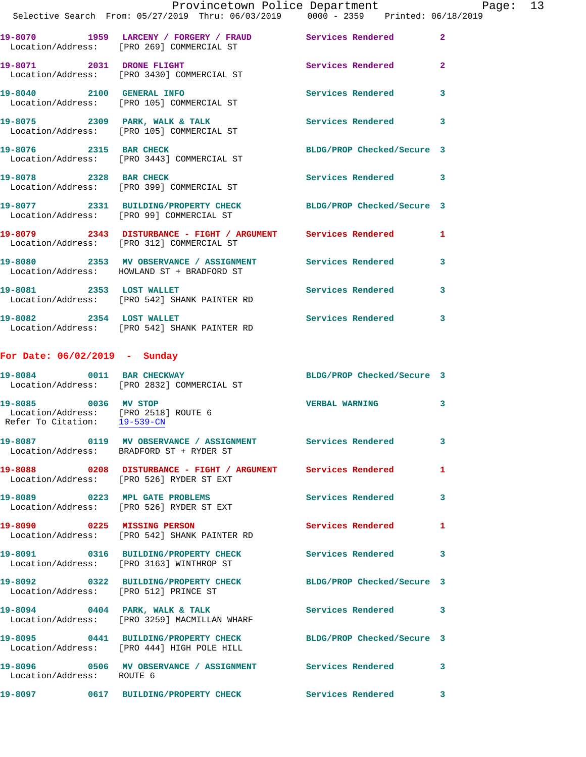| Call # | Time | Call Type | Disposition | Priority |
|---|---|---|---|---|
| 19-8070 | 1959 | LARCENY / FORGERY / FRAUD | Services Rendered | 2 |
| Location/Address: | | [PRO 269] COMMERCIAL ST | | |
| 19-8071 | 2031 | DRONE FLIGHT | Services Rendered | 2 |
| Location/Address: | | [PRO 3430] COMMERCIAL ST | | |
| 19-8040 | 2100 | GENERAL INFO | Services Rendered | 3 |
| Location/Address: | | [PRO 105] COMMERCIAL ST | | |
| 19-8075 | 2309 | PARK, WALK & TALK | Services Rendered | 3 |
| Location/Address: | | [PRO 105] COMMERCIAL ST | | |
| 19-8076 | 2315 | BAR CHECK | BLDG/PROP Checked/Secure | 3 |
| Location/Address: | | [PRO 3443] COMMERCIAL ST | | |
| 19-8078 | 2328 | BAR CHECK | Services Rendered | 3 |
| Location/Address: | | [PRO 399] COMMERCIAL ST | | |
| 19-8077 | 2331 | BUILDING/PROPERTY CHECK | BLDG/PROP Checked/Secure | 3 |
| Location/Address: | | [PRO 99] COMMERCIAL ST | | |
| 19-8079 | 2343 | DISTURBANCE - FIGHT / ARGUMENT | Services Rendered | 1 |
| Location/Address: | | [PRO 312] COMMERCIAL ST | | |
| 19-8080 | 2353 | MV OBSERVANCE / ASSIGNMENT | Services Rendered | 3 |
| Location/Address: | | HOWLAND ST + BRADFORD ST | | |
| 19-8081 | 2353 | LOST WALLET | Services Rendered | 3 |
| Location/Address: | | [PRO 542] SHANK PAINTER RD | | |
| 19-8082 | 2354 | LOST WALLET | Services Rendered | 3 |
| Location/Address: | | [PRO 542] SHANK PAINTER RD | | |

**For Date: 06/02/2019 - Sunday**

| Call # | Time | Call Type | Disposition | Priority |
|---|---|---|---|---|
| 19-8084 | 0011 | BAR CHECKWAY | BLDG/PROP Checked/Secure | 3 |
| Location/Address: | | [PRO 2832] COMMERCIAL ST | | |
| 19-8085 | 0036 | MV STOP | VERBAL WARNING | 3 |
| Location/Address: | | [PRO 2518] ROUTE 6 | | |
| Refer To Citation: | | 19-539-CN | | |
| 19-8087 | 0119 | MV OBSERVANCE / ASSIGNMENT | Services Rendered | 3 |
| Location/Address: | | BRADFORD ST + RYDER ST | | |
| 19-8088 | 0208 | DISTURBANCE - FIGHT / ARGUMENT | Services Rendered | 1 |
| Location/Address: | | [PRO 526] RYDER ST EXT | | |
| 19-8089 | 0223 | MPL GATE PROBLEMS | Services Rendered | 3 |
| Location/Address: | | [PRO 526] RYDER ST EXT | | |
| 19-8090 | 0225 | MISSING PERSON | Services Rendered | 1 |
| Location/Address: | | [PRO 542] SHANK PAINTER RD | | |
| 19-8091 | 0316 | BUILDING/PROPERTY CHECK | Services Rendered | 3 |
| Location/Address: | | [PRO 3163] WINTHROP ST | | |
| 19-8092 | 0322 | BUILDING/PROPERTY CHECK | BLDG/PROP Checked/Secure | 3 |
| Location/Address: | | [PRO 512] PRINCE ST | | |
| 19-8094 | 0404 | PARK, WALK & TALK | Services Rendered | 3 |
| Location/Address: | | [PRO 3259] MACMILLAN WHARF | | |
| 19-8095 | 0441 | BUILDING/PROPERTY CHECK | BLDG/PROP Checked/Secure | 3 |
| Location/Address: | | [PRO 444] HIGH POLE HILL | | |
| 19-8096 | 0506 | MV OBSERVANCE / ASSIGNMENT | Services Rendered | 3 |
| Location/Address: | | ROUTE 6 | | |
| 19-8097 | 0617 | BUILDING/PROPERTY CHECK | Services Rendered | 3 |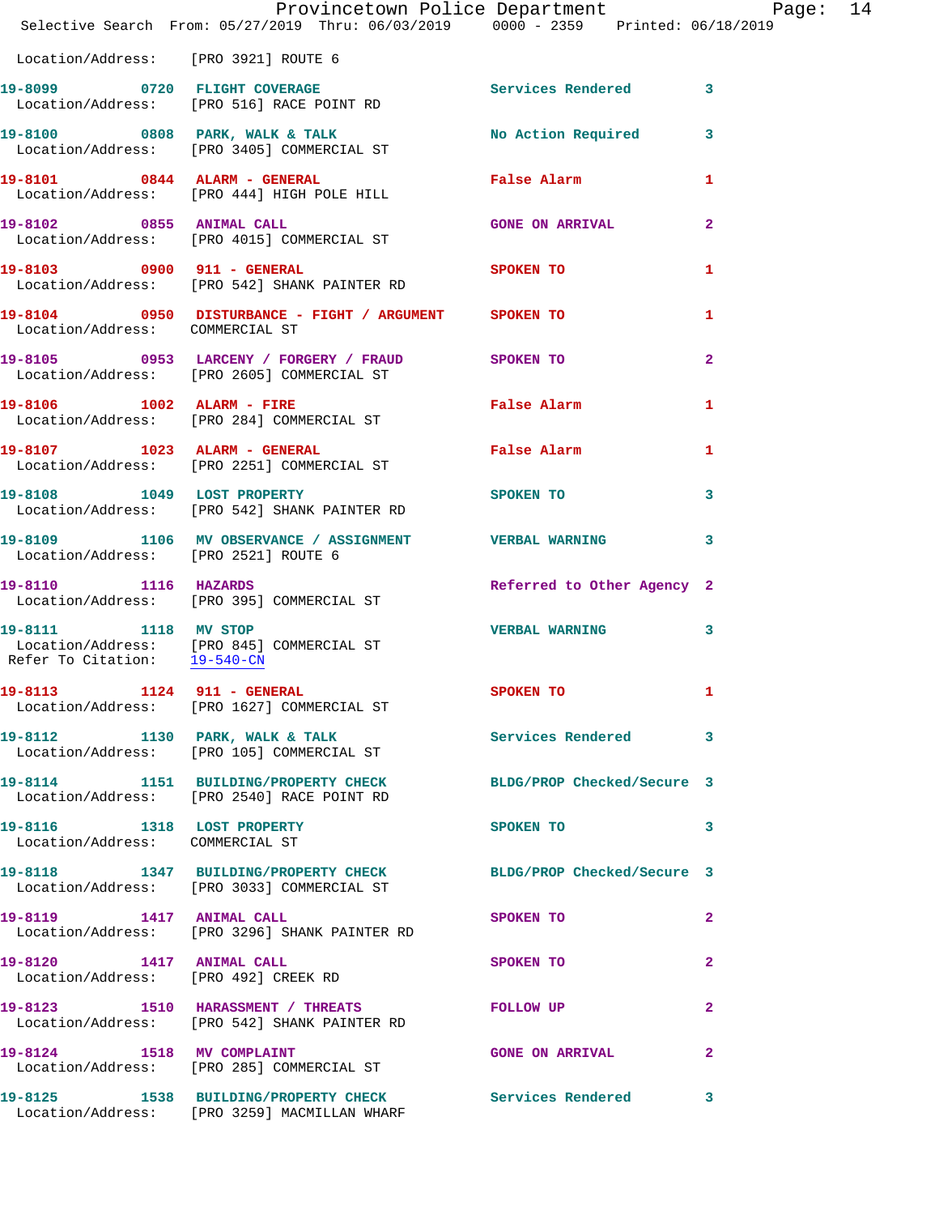Location/Address: [PRO 3921] ROUTE 6

| Call # | Time | Call Type | Disposition | Priority |
|---|---|---|---|---|
| 19-8099 | 0720 | FLIGHT COVERAGE | Services Rendered | 3 |
| | | Location/Address: [PRO 516] RACE POINT RD | | |
| 19-8100 | 0808 | PARK, WALK & TALK | No Action Required | 3 |
| | | Location/Address: [PRO 3405] COMMERCIAL ST | | |
| 19-8101 | 0844 | ALARM - GENERAL | False Alarm | 1 |
| | | Location/Address: [PRO 444] HIGH POLE HILL | | |
| 19-8102 | 0855 | ANIMAL CALL | GONE ON ARRIVAL | 2 |
| | | Location/Address: [PRO 4015] COMMERCIAL ST | | |
| 19-8103 | 0900 | 911 - GENERAL | SPOKEN TO | 1 |
| | | Location/Address: [PRO 542] SHANK PAINTER RD | | |
| 19-8104 | 0950 | DISTURBANCE - FIGHT / ARGUMENT | SPOKEN TO | 1 |
| | | Location/Address: COMMERCIAL ST | | |
| 19-8105 | 0953 | LARCENY / FORGERY / FRAUD | SPOKEN TO | 2 |
| | | Location/Address: [PRO 2605] COMMERCIAL ST | | |
| 19-8106 | 1002 | ALARM - FIRE | False Alarm | 1 |
| | | Location/Address: [PRO 284] COMMERCIAL ST | | |
| 19-8107 | 1023 | ALARM - GENERAL | False Alarm | 1 |
| | | Location/Address: [PRO 2251] COMMERCIAL ST | | |
| 19-8108 | 1049 | LOST PROPERTY | SPOKEN TO | 3 |
| | | Location/Address: [PRO 542] SHANK PAINTER RD | | |
| 19-8109 | 1106 | MV OBSERVANCE / ASSIGNMENT | VERBAL WARNING | 3 |
| | | Location/Address: [PRO 2521] ROUTE 6 | | |
| 19-8110 | 1116 | HAZARDS | Referred to Other Agency | 2 |
| | | Location/Address: [PRO 395] COMMERCIAL ST | | |
| 19-8111 | 1118 | MV STOP | VERBAL WARNING | 3 |
| | | Location/Address: [PRO 845] COMMERCIAL ST | | |
| | | Refer To Citation: 19-540-CN | | |
| 19-8113 | 1124 | 911 - GENERAL | SPOKEN TO | 1 |
| | | Location/Address: [PRO 1627] COMMERCIAL ST | | |
| 19-8112 | 1130 | PARK, WALK & TALK | Services Rendered | 3 |
| | | Location/Address: [PRO 105] COMMERCIAL ST | | |
| 19-8114 | 1151 | BUILDING/PROPERTY CHECK | BLDG/PROP Checked/Secure | 3 |
| | | Location/Address: [PRO 2540] RACE POINT RD | | |
| 19-8116 | 1318 | LOST PROPERTY | SPOKEN TO | 3 |
| | | Location/Address: COMMERCIAL ST | | |
| 19-8118 | 1347 | BUILDING/PROPERTY CHECK | BLDG/PROP Checked/Secure | 3 |
| | | Location/Address: [PRO 3033] COMMERCIAL ST | | |
| 19-8119 | 1417 | ANIMAL CALL | SPOKEN TO | 2 |
| | | Location/Address: [PRO 3296] SHANK PAINTER RD | | |
| 19-8120 | 1417 | ANIMAL CALL | SPOKEN TO | 2 |
| | | Location/Address: [PRO 492] CREEK RD | | |
| 19-8123 | 1510 | HARASSMENT / THREATS | FOLLOW UP | 2 |
| | | Location/Address: [PRO 542] SHANK PAINTER RD | | |
| 19-8124 | 1518 | MV COMPLAINT | GONE ON ARRIVAL | 2 |
| | | Location/Address: [PRO 285] COMMERCIAL ST | | |
| 19-8125 | 1538 | BUILDING/PROPERTY CHECK | Services Rendered | 3 |
| | | Location/Address: [PRO 3259] MACMILLAN WHARF | | |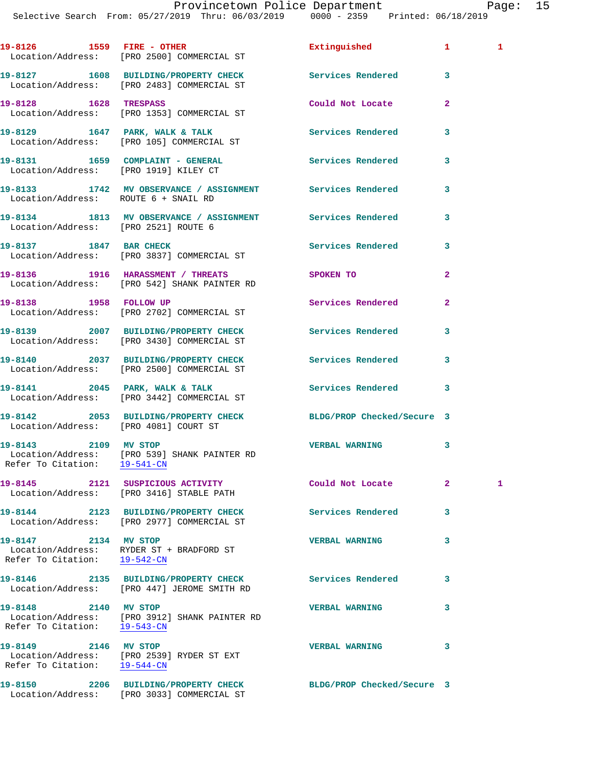19-8126 1559 FIRE - OTHER Extinguished 1 1
Location/Address: [PRO 2500] COMMERCIAL ST

19-8127 1608 BUILDING/PROPERTY CHECK Services Rendered 3
Location/Address: [PRO 2483] COMMERCIAL ST

19-8128 1628 TRESPASS Could Not Locate 2
Location/Address: [PRO 1353] COMMERCIAL ST

19-8129 1647 PARK, WALK & TALK Services Rendered 3
Location/Address: [PRO 105] COMMERCIAL ST

19-8131 1659 COMPLAINT - GENERAL Services Rendered 3
Location/Address: [PRO 1919] KILEY CT

19-8133 1742 MV OBSERVANCE / ASSIGNMENT Services Rendered 3
Location/Address: ROUTE 6 + SNAIL RD

19-8134 1813 MV OBSERVANCE / ASSIGNMENT Services Rendered 3
Location/Address: [PRO 2521] ROUTE 6

19-8137 1847 BAR CHECK Services Rendered 3
Location/Address: [PRO 3837] COMMERCIAL ST

19-8136 1916 HARASSMENT / THREATS SPOKEN TO 2
Location/Address: [PRO 542] SHANK PAINTER RD

19-8138 1958 FOLLOW UP Services Rendered 2
Location/Address: [PRO 2702] COMMERCIAL ST

19-8139 2007 BUILDING/PROPERTY CHECK Services Rendered 3
Location/Address: [PRO 3430] COMMERCIAL ST

19-8140 2037 BUILDING/PROPERTY CHECK Services Rendered 3
Location/Address: [PRO 2500] COMMERCIAL ST

19-8141 2045 PARK, WALK & TALK Services Rendered 3
Location/Address: [PRO 3442] COMMERCIAL ST

19-8142 2053 BUILDING/PROPERTY CHECK BLDG/PROP Checked/Secure 3
Location/Address: [PRO 4081] COURT ST

19-8143 2109 MV STOP VERBAL WARNING 3
Location/Address: [PRO 539] SHANK PAINTER RD
Refer To Citation: 19-541-CN

19-8145 2121 SUSPICIOUS ACTIVITY Could Not Locate 2 1
Location/Address: [PRO 3416] STABLE PATH

19-8144 2123 BUILDING/PROPERTY CHECK Services Rendered 3
Location/Address: [PRO 2977] COMMERCIAL ST

19-8147 2134 MV STOP VERBAL WARNING 3
Location/Address: RYDER ST + BRADFORD ST
Refer To Citation: 19-542-CN

19-8146 2135 BUILDING/PROPERTY CHECK Services Rendered 3
Location/Address: [PRO 447] JEROME SMITH RD

19-8148 2140 MV STOP VERBAL WARNING 3
Location/Address: [PRO 3912] SHANK PAINTER RD
Refer To Citation: 19-543-CN

19-8149 2146 MV STOP VERBAL WARNING 3
Location/Address: [PRO 2539] RYDER ST EXT
Refer To Citation: 19-544-CN

19-8150 2206 BUILDING/PROPERTY CHECK BLDG/PROP Checked/Secure 3
Location/Address: [PRO 3033] COMMERCIAL ST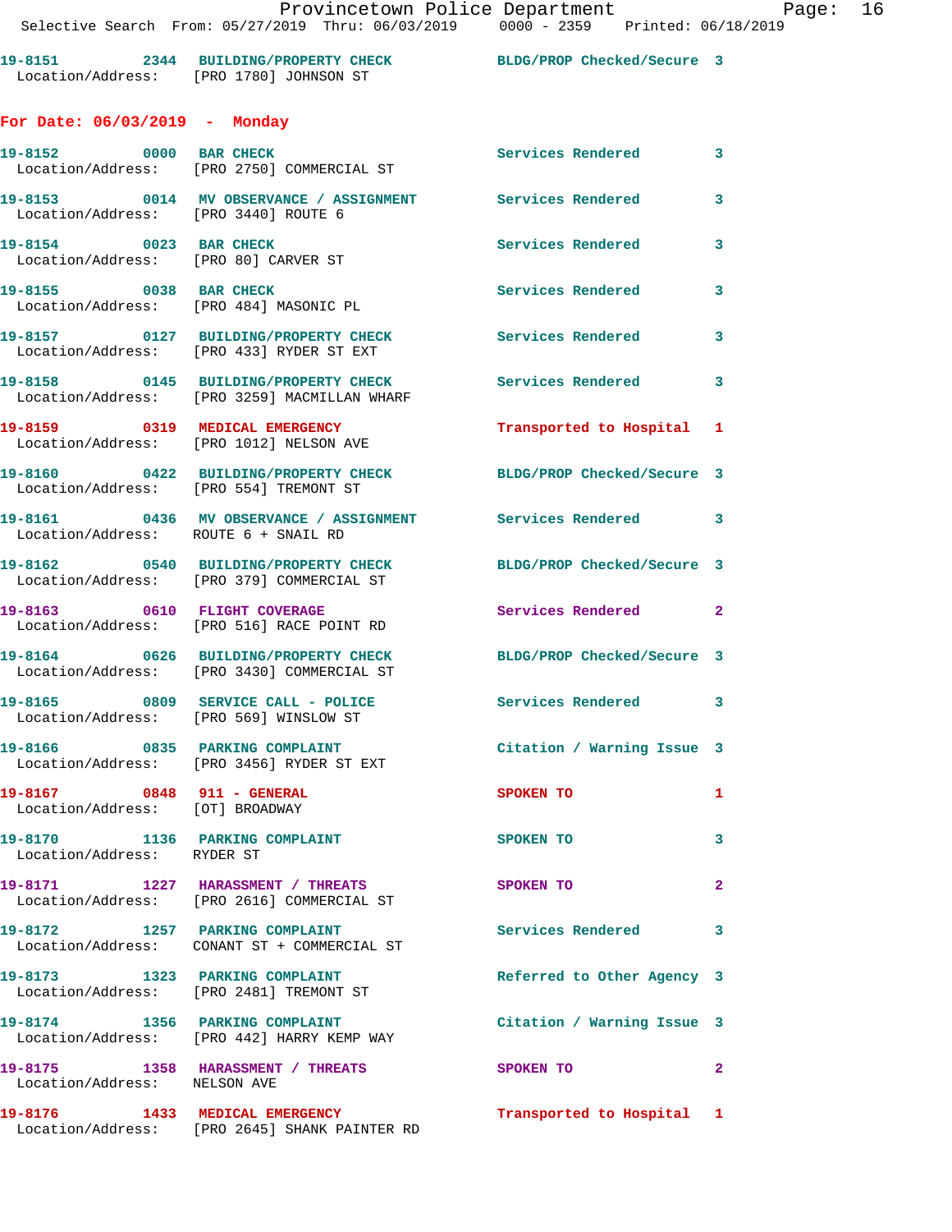19-8151 2344 BUILDING/PROPERTY CHECK BLDG/PROP Checked/Secure 3
Location/Address: [PRO 1780] JOHNSON ST

## For Date: 06/03/2019 - Monday

19-8152 0000 BAR CHECK Services Rendered 3
Location/Address: [PRO 2750] COMMERCIAL ST

19-8153 0014 MV OBSERVANCE / ASSIGNMENT Services Rendered 3
Location/Address: [PRO 3440] ROUTE 6

19-8154 0023 BAR CHECK Services Rendered 3
Location/Address: [PRO 80] CARVER ST

19-8155 0038 BAR CHECK Services Rendered 3
Location/Address: [PRO 484] MASONIC PL

19-8157 0127 BUILDING/PROPERTY CHECK Services Rendered 3
Location/Address: [PRO 433] RYDER ST EXT

19-8158 0145 BUILDING/PROPERTY CHECK Services Rendered 3
Location/Address: [PRO 3259] MACMILLAN WHARF

19-8159 0319 MEDICAL EMERGENCY Transported to Hospital 1
Location/Address: [PRO 1012] NELSON AVE

19-8160 0422 BUILDING/PROPERTY CHECK BLDG/PROP Checked/Secure 3
Location/Address: [PRO 554] TREMONT ST

19-8161 0436 MV OBSERVANCE / ASSIGNMENT Services Rendered 3
Location/Address: ROUTE 6 + SNAIL RD

19-8162 0540 BUILDING/PROPERTY CHECK BLDG/PROP Checked/Secure 3
Location/Address: [PRO 379] COMMERCIAL ST

19-8163 0610 FLIGHT COVERAGE Services Rendered 2
Location/Address: [PRO 516] RACE POINT RD

19-8164 0626 BUILDING/PROPERTY CHECK BLDG/PROP Checked/Secure 3
Location/Address: [PRO 3430] COMMERCIAL ST

19-8165 0809 SERVICE CALL - POLICE Services Rendered 3
Location/Address: [PRO 569] WINSLOW ST

19-8166 0835 PARKING COMPLAINT Citation / Warning Issue 3
Location/Address: [PRO 3456] RYDER ST EXT

19-8167 0848 911 - GENERAL SPOKEN TO 1
Location/Address: [OT] BROADWAY

19-8170 1136 PARKING COMPLAINT SPOKEN TO 3
Location/Address: RYDER ST

19-8171 1227 HARASSMENT / THREATS SPOKEN TO 2
Location/Address: [PRO 2616] COMMERCIAL ST

19-8172 1257 PARKING COMPLAINT Services Rendered 3
Location/Address: CONANT ST + COMMERCIAL ST

19-8173 1323 PARKING COMPLAINT Referred to Other Agency 3
Location/Address: [PRO 2481] TREMONT ST

19-8174 1356 PARKING COMPLAINT Citation / Warning Issue 3
Location/Address: [PRO 442] HARRY KEMP WAY

19-8175 1358 HARASSMENT / THREATS SPOKEN TO 2
Location/Address: NELSON AVE

19-8176 1433 MEDICAL EMERGENCY Transported to Hospital 1
Location/Address: [PRO 2645] SHANK PAINTER RD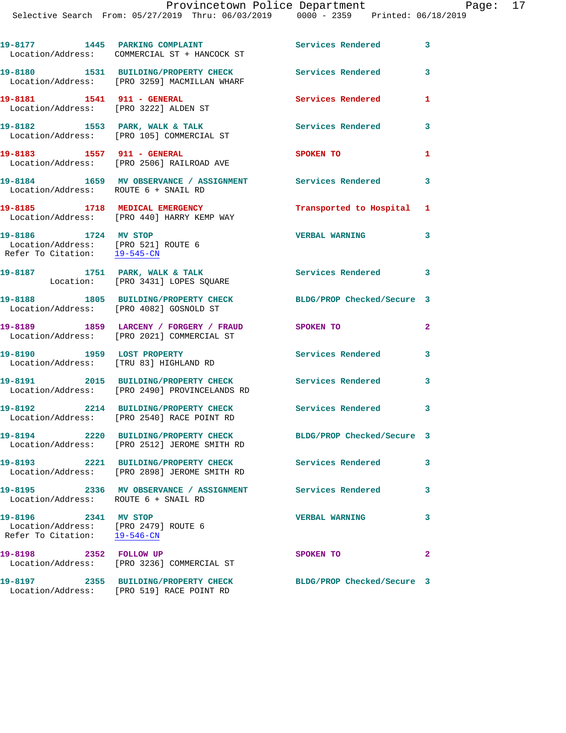19-8177 1445 PARKING COMPLAINT Services Rendered 3
Location/Address: COMMERCIAL ST + HANCOCK ST

19-8180 1531 BUILDING/PROPERTY CHECK Services Rendered 3
Location/Address: [PRO 3259] MACMILLAN WHARF

19-8181 1541 911 - GENERAL Services Rendered 1
Location/Address: [PRO 3222] ALDEN ST

19-8182 1553 PARK, WALK & TALK Services Rendered 3
Location/Address: [PRO 105] COMMERCIAL ST

19-8183 1557 911 - GENERAL SPOKEN TO 1
Location/Address: [PRO 2506] RAILROAD AVE

19-8184 1659 MV OBSERVANCE / ASSIGNMENT Services Rendered 3
Location/Address: ROUTE 6 + SNAIL RD

19-8185 1718 MEDICAL EMERGENCY Transported to Hospital 1
Location/Address: [PRO 440] HARRY KEMP WAY

19-8186 1724 MV STOP VERBAL WARNING 3
Location/Address: [PRO 521] ROUTE 6
Refer To Citation: 19-545-CN

19-8187 1751 PARK, WALK & TALK Services Rendered 3
Location: [PRO 3431] LOPES SQUARE

19-8188 1805 BUILDING/PROPERTY CHECK BLDG/PROP Checked/Secure 3
Location/Address: [PRO 4082] GOSNOLD ST

19-8189 1859 LARCENY / FORGERY / FRAUD SPOKEN TO 2
Location/Address: [PRO 2021] COMMERCIAL ST

19-8190 1959 LOST PROPERTY Services Rendered 3
Location/Address: [TRU 83] HIGHLAND RD

19-8191 2015 BUILDING/PROPERTY CHECK Services Rendered 3
Location/Address: [PRO 2490] PROVINCELANDS RD

19-8192 2214 BUILDING/PROPERTY CHECK Services Rendered 3
Location/Address: [PRO 2540] RACE POINT RD

19-8194 2220 BUILDING/PROPERTY CHECK BLDG/PROP Checked/Secure 3
Location/Address: [PRO 2512] JEROME SMITH RD

19-8193 2221 BUILDING/PROPERTY CHECK Services Rendered 3
Location/Address: [PRO 2898] JEROME SMITH RD

19-8195 2336 MV OBSERVANCE / ASSIGNMENT Services Rendered 3
Location/Address: ROUTE 6 + SNAIL RD

19-8196 2341 MV STOP VERBAL WARNING 3
Location/Address: [PRO 2479] ROUTE 6
Refer To Citation: 19-546-CN

19-8198 2352 FOLLOW UP SPOKEN TO 2
Location/Address: [PRO 3236] COMMERCIAL ST

19-8197 2355 BUILDING/PROPERTY CHECK BLDG/PROP Checked/Secure 3
Location/Address: [PRO 519] RACE POINT RD